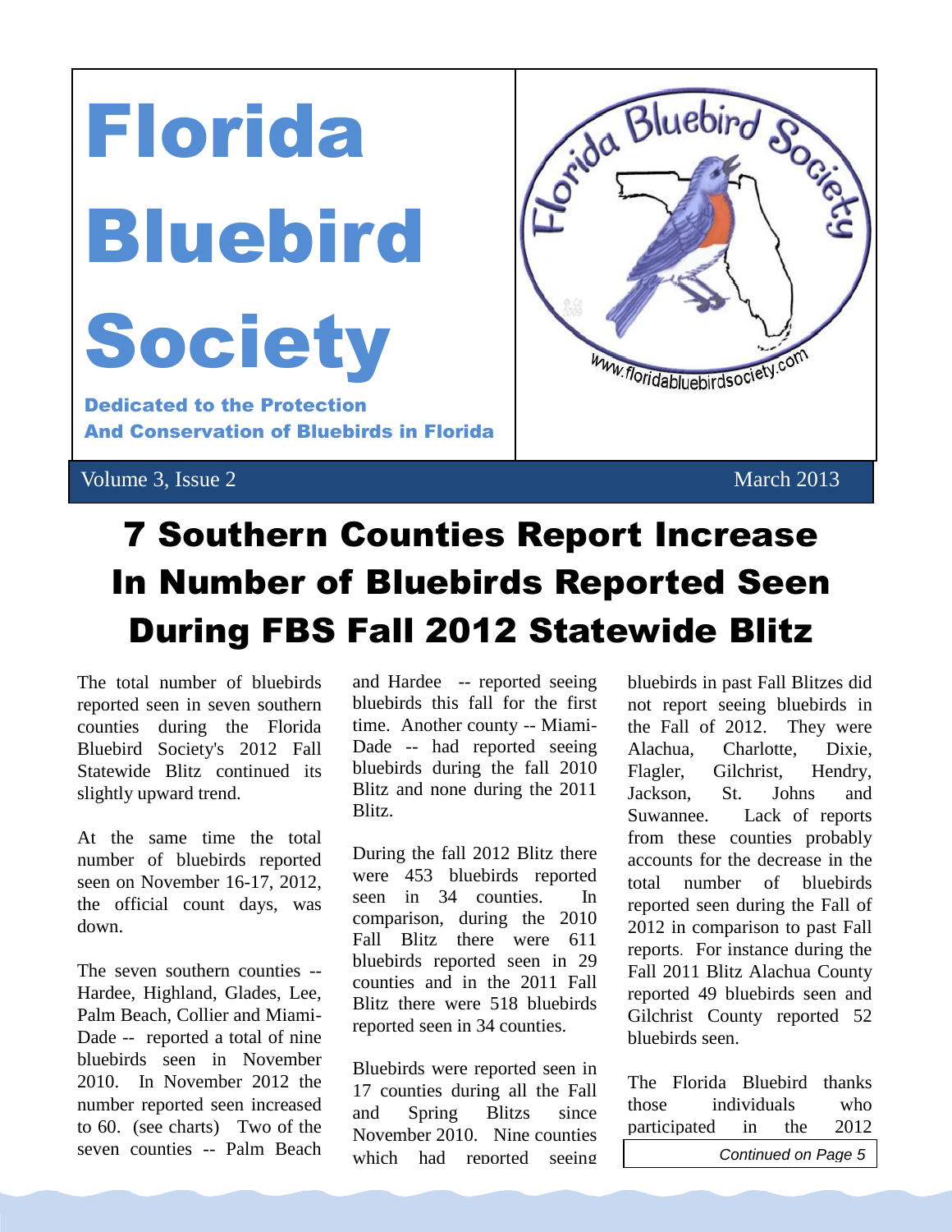# Florida Bluebird Society

**Dedicated to the Protection And Conservation of Bluebirds in Florida**

Volume 3, Issue 2 March 2013

# 7 Southern Counties Report Increase In Number of Bluebirds Reported Seen During FBS Fall 2012 Statewide Blitz

The total number of bluebirds reported seen in seven southern counties during the Florida Bluebird Society's 2012 Fall Statewide Blitz continued its slightly upward trend.

At the same time the total number of bluebirds reported seen on November 16-17, 2012, the official count days, was down.

The seven southern counties -- Hardee, Highland, Glades, Lee, Palm Beach, Collier and Miami-Dade -- reported a total of nine bluebirds seen in November 2010. In November 2012 the number reported seen increased to 60. (see charts) Two of the seven counties -- Palm Beach and Hardee -- reported seeing bluebirds this fall for the first time. Another county -- Miami-Dade -- had reported seeing bluebirds during the fall 2010 Blitz and none during the 2011 Blitz.

During the fall 2012 Blitz there were 453 bluebirds reported seen in 34 counties. In comparison, during the 2010 Fall Blitz there were 611 bluebirds reported seen in 29 counties and in the 2011 Fall Blitz there were 518 bluebirds reported seen in 34 counties.

Bluebirds were reported seen in 17 counties during all the Fall and Spring Blitzs since November 2010. Nine counties which had reported seeing bluebirds in past Fall Blitzes did not report seeing bluebirds in the Fall of 2012. They were Alachua, Charlotte, Dixie, Flagler, Gilchrist, Hendry, Jackson, St. Johns and Suwannee. Lack of reports from these counties probably accounts for the decrease in the total number of bluebirds reported seen during the Fall of 2012 in comparison to past Fall reports. For instance during the Fall 2011 Blitz Alachua County reported 49 bluebirds seen and Gilchrist County reported 52 bluebirds seen.

The Florida Bluebird thanks those individuals who participated in the 2012

*Continued on Page 5*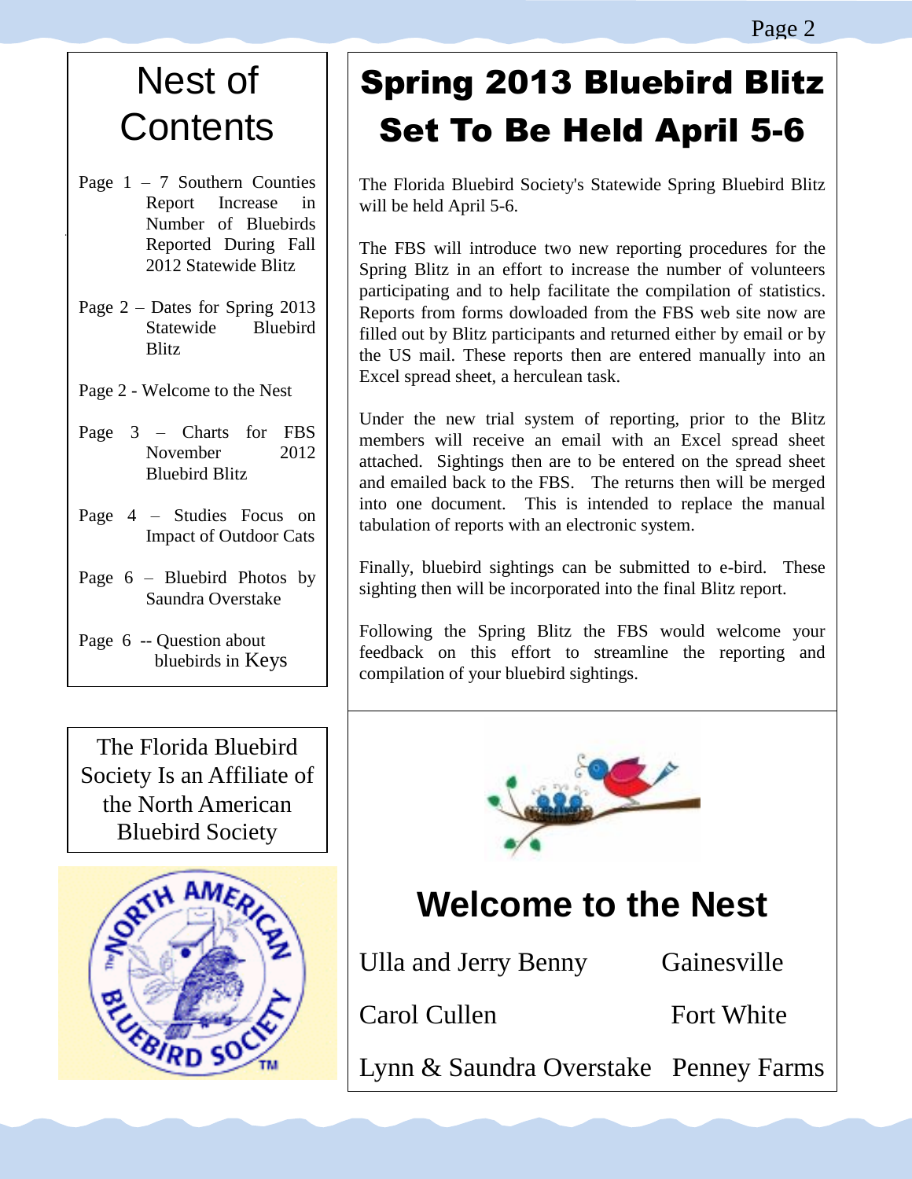# Nest of Contents

Page 1 – 7 Southern Counties Report Increase in Number of Bluebirds Reported During Fall 2012 Statewide Blitz

Page 2 – Dates for Spring 2013 Statewide Bluebird Blitz

Page 2 - Welcome to the Nest

Page 3 – Charts for FBS November 2012 Bluebird Blitz

Page 4 – Studies Focus on Impact of Outdoor Cats

Page 6 – Bluebird Photos by Saundra Overstake

Page 6 -- Question about bluebirds in Keys

The Florida Bluebird Society Is an Affiliate of the North American Bluebird Society

# Spring 2013 Bluebird Blitz Set To Be Held April 5-6

The Florida Bluebird Society's Statewide Spring Bluebird Blitz will be held April 5-6.

The FBS will introduce two new reporting procedures for the Spring Blitz in an effort to increase the number of volunteers participating and to help facilitate the compilation of statistics. Reports from forms dowloaded from the FBS web site now are filled out by Blitz participants and returned either by email or by the US mail. These reports then are entered manually into an Excel spread sheet, a herculean task.

Under the new trial system of reporting, prior to the Blitz members will receive an email with an Excel spread sheet attached. Sightings then are to be entered on the spread sheet and emailed back to the FBS. The returns then will be merged into one document. This is intended to replace the manual tabulation of reports with an electronic system.

Finally, bluebird sightings can be submitted to e-bird. These sighting then will be incorporated into the final Blitz report.

Following the Spring Blitz the FBS would welcome your feedback on this effort to streamline the reporting and compilation of your bluebird sightings.

# Welcome to the Nest

Ulla and Jerry Benny — Gainesville

Carol Cullen — Fort White

Lynn & Saundra Overstake — Penney Farms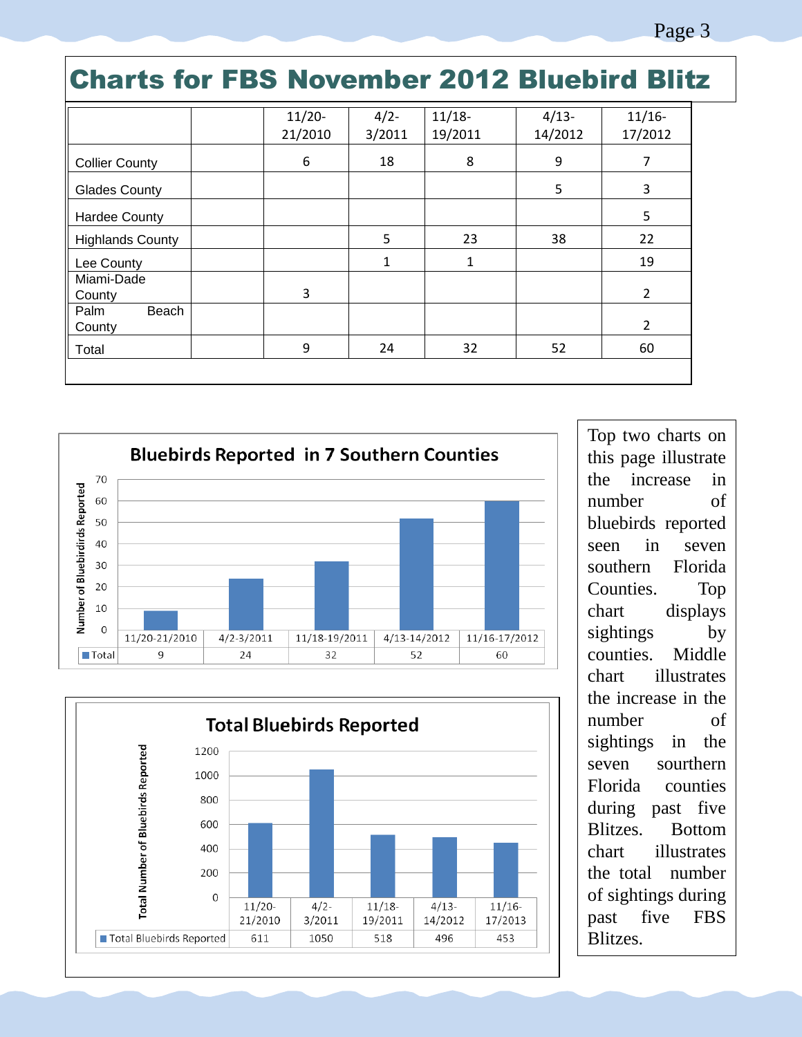# Charts for FBS November 2012 Bluebird Blitz

| | | 11/20-21/2010 | 4/2-3/2011 | 11/18-19/2011 | 4/13-14/2012 | 11/16-17/2012 |
|---|---|---|---|---|---|---|
| Collier County | | 6 | 18 | 8 | 9 | 7 |
| Glades County | | | | | 5 | 3 |
| Hardee County | | | | | | 5 |
| Highlands County | | | 5 | 23 | 38 | 22 |
| Lee County | | | 1 | 1 | | 19 |
| Miami-Dade County | | 3 | | | | 2 |
| Palm Beach County | | | | | | 2 |
| Total | | 9 | 24 | 32 | 52 | 60 |

**Bluebirds Reported in 7 Southern Counties**

| | 11/20-21/2010 | 4/2-3/2011 | 11/18-19/2011 | 4/13-14/2012 | 11/16-17/2012 |
|---|---|---|---|---|---|
| Total | 9 | 24 | 32 | 52 | 60 |

**Total Bluebirds Reported**

| | 11/20-21/2010 | 4/2-3/2011 | 11/18-19/2011 | 4/13-14/2012 | 11/16-17/2013 |
|---|---|---|---|---|---|
| Total Bluebirds Reported | 611 | 1050 | 518 | 496 | 453 |

Top two charts on this page illustrate the increase in number of bluebirds reported seen in seven southern Florida Counties. Top chart displays sightings by counties. Middle chart illustrates the increase in the number of sightings in the seven southern Florida counties during past five Blitzes. Bottom chart illustrates the total number of sightings during past five FBS Blitzes.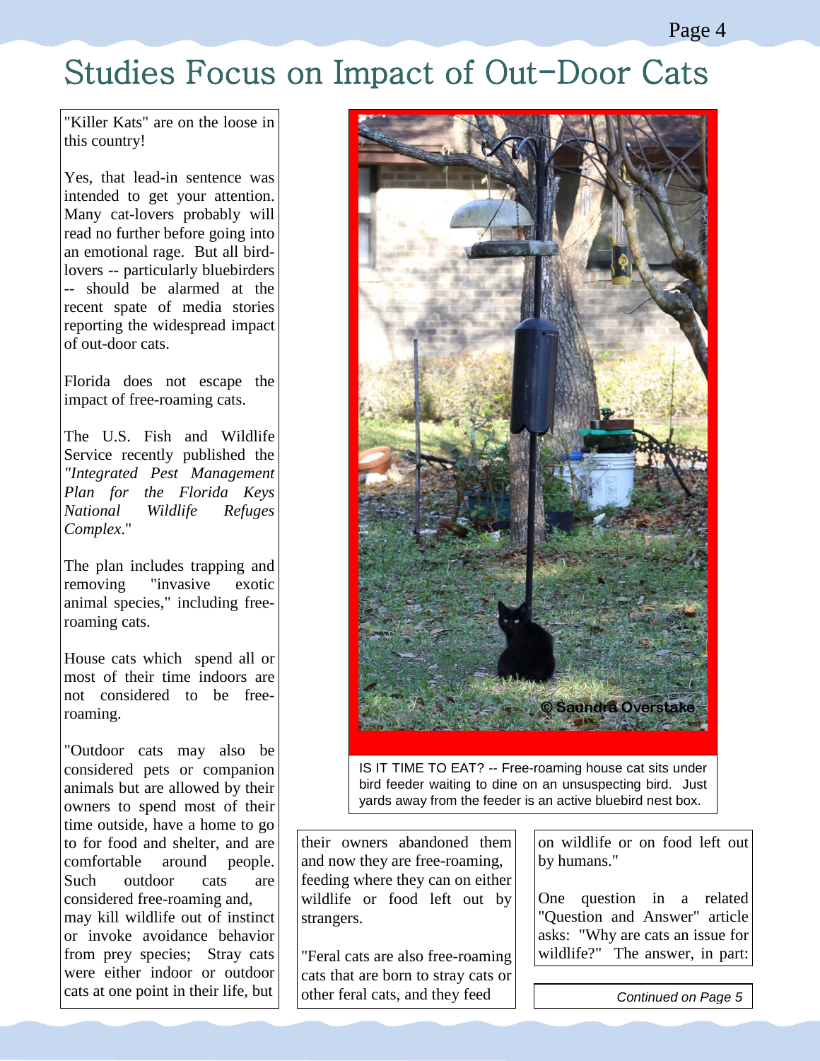# Studies Focus on Impact of Out-Door Cats

"Killer Kats" are on the loose in this country!

Yes, that lead-in sentence was intended to get your attention. Many cat-lovers probably will read no further before going into an emotional rage. But all bird-lovers -- particularly bluebirders -- should be alarmed at the recent spate of media stories reporting the widespread impact of out-door cats.

Florida does not escape the impact of free-roaming cats.

The U.S. Fish and Wildlife Service recently published the *"Integrated Pest Management Plan for the Florida Keys National Wildlife Refuges Complex*."

The plan includes trapping and removing "invasive exotic animal species," including free-roaming cats.

House cats which spend all or most of their time indoors are not considered to be free-roaming.

"Outdoor cats may also be considered pets or companion animals but are allowed by their owners to spend most of their time outside, have a home to go to for food and shelter, and are comfortable around people. Such outdoor cats are considered free-roaming and, may kill wildlife out of instinct or invoke avoidance behavior from prey species; Stray cats were either indoor or outdoor cats at one point in their life, but their owners abandoned them and now they are free-roaming, feeding where they can on either wildlife or food left out by strangers.

"Feral cats are also free-roaming cats that are born to stray cats or other feral cats, and they feed on wildlife or on food left out by humans."

One question in a related "Question and Answer" article asks: "Why are cats an issue for wildlife?" The answer, in part:

*Continued on Page 5*

IS IT TIME TO EAT? -- Free-roaming house cat sits under bird feeder waiting to dine on an unsuspecting bird. Just yards away from the feeder is an active bluebird nest box.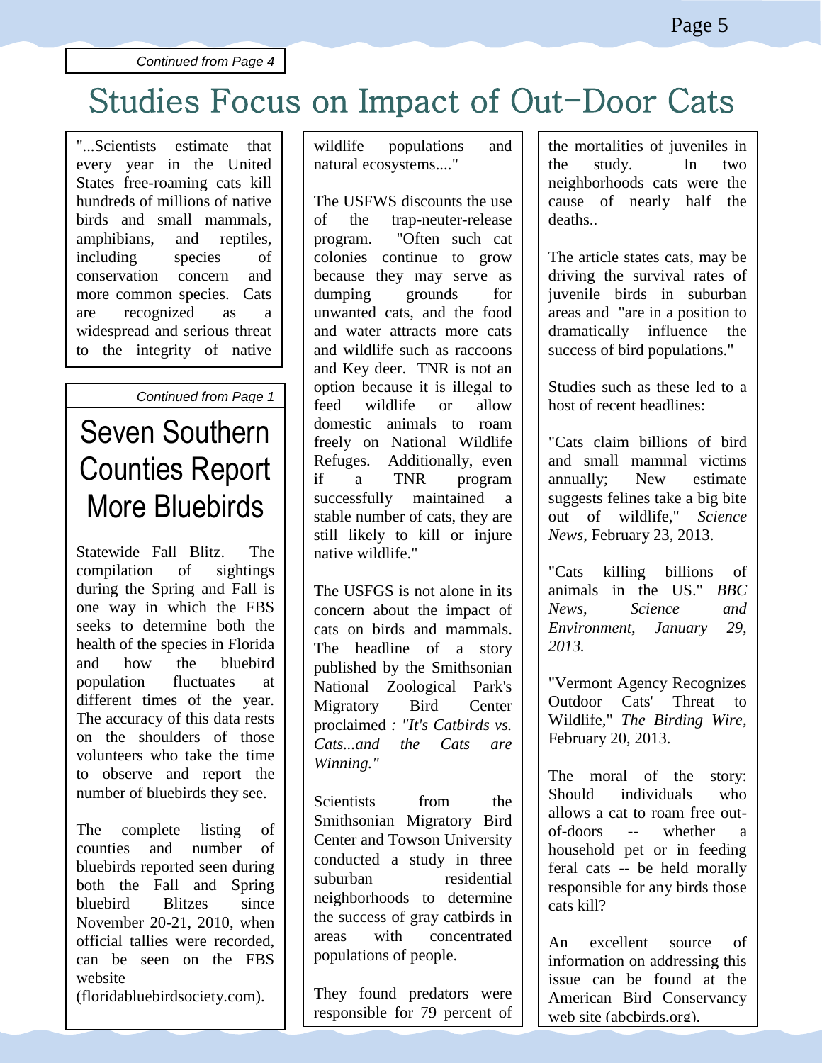*Continued from Page 4*

# Studies Focus on Impact of Out-Door Cats

"...Scientists estimate that every year in the United States free-roaming cats kill hundreds of millions of native birds and small mammals, amphibians, and reptiles, including species of conservation concern and more common species. Cats are recognized as a widespread and serious threat to the integrity of native wildlife populations and natural ecosystems...."

The USFWS discounts the use of the trap-neuter-release program. "Often such cat colonies continue to grow because they may serve as dumping grounds for unwanted cats, and the food and water attracts more cats and wildlife such as raccoons and Key deer. TNR is not an option because it is illegal to feed wildlife or allow domestic animals to roam freely on National Wildlife Refuges. Additionally, even if a TNR program successfully maintained a stable number of cats, they are still likely to kill or injure native wildlife."

The USFGS is not alone in its concern about the impact of cats on birds and mammals. The headline of a story published by the Smithsonian National Zoological Park's Migratory Bird Center proclaimed *: "It's Catbirds vs. Cats...and the Cats are Winning."*

Scientists from the Smithsonian Migratory Bird Center and Towson University conducted a study in three suburban residential neighborhoods to determine the success of gray catbirds in areas with concentrated populations of people.

They found predators were responsible for 79 percent of the mortalities of juveniles in the study. In two neighborhoods cats were the cause of nearly half the deaths..

The article states cats, may be driving the survival rates of juvenile birds in suburban areas and "are in a position to dramatically influence the success of bird populations."

Studies such as these led to a host of recent headlines:

"Cats claim billions of bird and small mammal victims annually; New estimate suggests felines take a big bite out of wildlife," *Science News*, February 23, 2013.

"Cats killing billions of animals in the US." *BBC News, Science and Environment, January 29, 2013.*

"Vermont Agency Recognizes Outdoor Cats' Threat to Wildlife," *The Birding Wire*, February 20, 2013.

The moral of the story: Should individuals who allows a cat to roam free out-of-doors -- whether a household pet or in feeding feral cats -- be held morally responsible for any birds those cats kill?

An excellent source of information on addressing this issue can be found at the American Bird Conservancy web site (abcbirds.org).

*Continued from Page 1*

# Seven Southern Counties Report More Bluebirds

Statewide Fall Blitz. The compilation of sightings during the Spring and Fall is one way in which the FBS seeks to determine both the health of the species in Florida and how the bluebird population fluctuates at different times of the year. The accuracy of this data rests on the shoulders of those volunteers who take the time to observe and report the number of bluebirds they see.

The complete listing of counties and number of bluebirds reported seen during both the Fall and Spring bluebird Blitzes since November 20-21, 2010, when official tallies were recorded, can be seen on the FBS website (floridabluebirdsociety.com).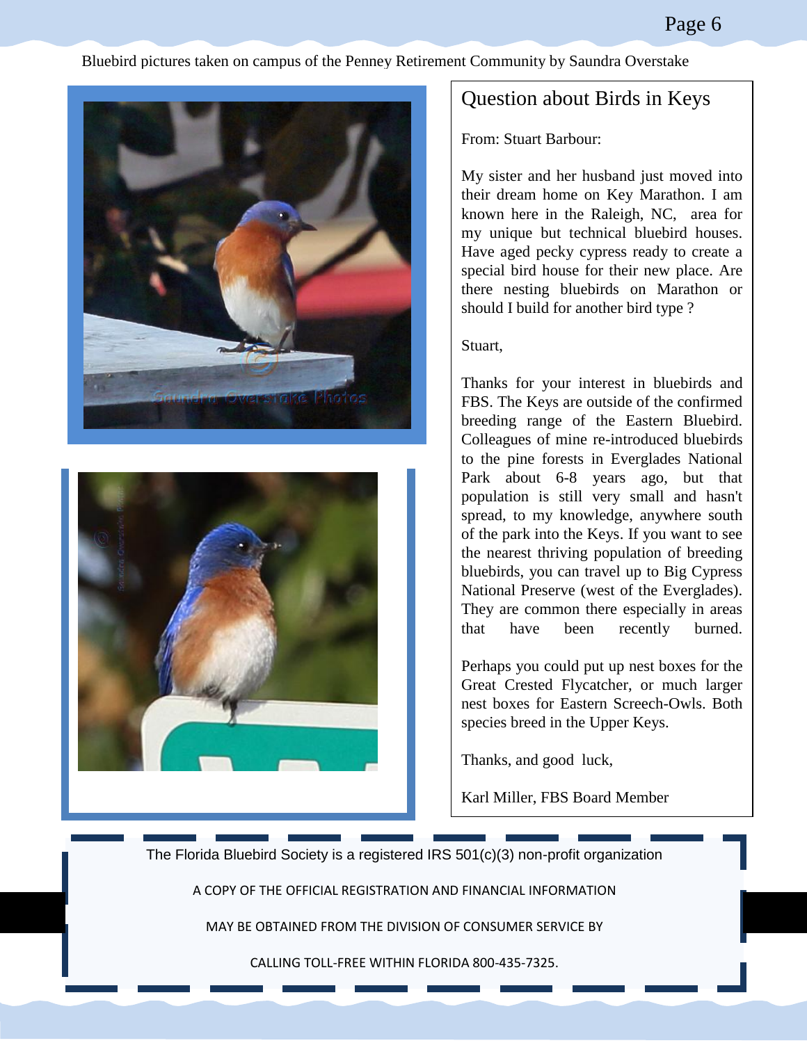Bluebird pictures taken on campus of the Penney Retirement Community by Saundra Overstake

## Question about Birds in Keys

From: Stuart Barbour:

My sister and her husband just moved into their dream home on Key Marathon. I am known here in the Raleigh, NC, area for my unique but technical bluebird houses. Have aged pecky cypress ready to create a special bird house for their new place. Are there nesting bluebirds on Marathon or should I build for another bird type ?

Stuart,

Thanks for your interest in bluebirds and FBS. The Keys are outside of the confirmed breeding range of the Eastern Bluebird. Colleagues of mine re-introduced bluebirds to the pine forests in Everglades National Park about 6-8 years ago, but that population is still very small and hasn't spread, to my knowledge, anywhere south of the park into the Keys. If you want to see the nearest thriving population of breeding bluebirds, you can travel up to Big Cypress National Preserve (west of the Everglades). They are common there especially in areas that have been recently burned.

Perhaps you could put up nest boxes for the Great Crested Flycatcher, or much larger nest boxes for Eastern Screech-Owls. Both species breed in the Upper Keys.

Thanks, and good luck,

Karl Miller, FBS Board Member

The Florida Bluebird Society is a registered IRS 501(c)(3) non-profit organization

A COPY OF THE OFFICIAL REGISTRATION AND FINANCIAL INFORMATION

MAY BE OBTAINED FROM THE DIVISION OF CONSUMER SERVICE BY

CALLING TOLL-FREE WITHIN FLORIDA 800-435-7325.